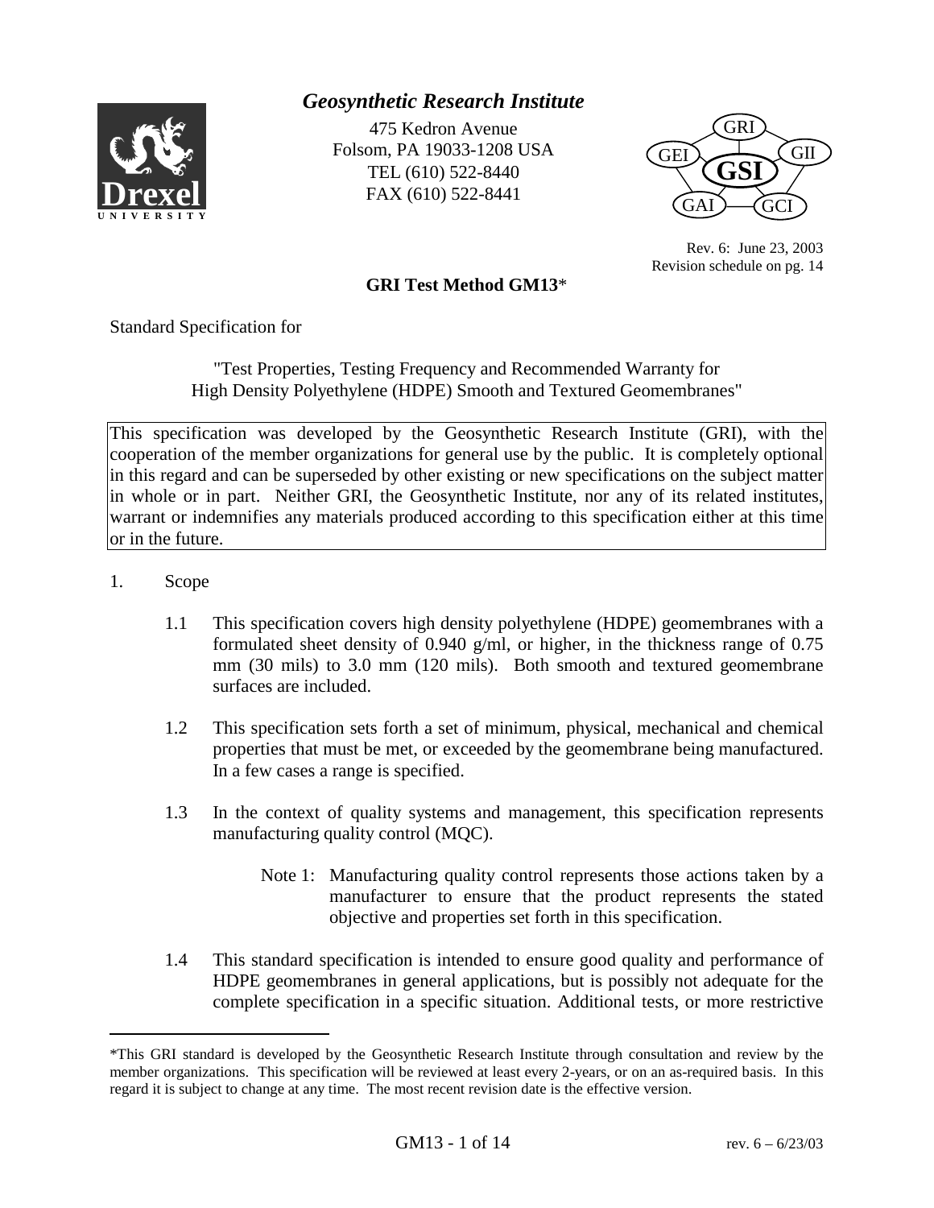# *Geosynthetic Research Institute*

475 Kedron Avenue
Folsom, PA 19033-1208 USA
TEL (610) 522-8440
FAX (610) 522-8441

Rev. 6: June 23, 2003
Revision schedule on pg. 14

## GRI Test Method GM13*

Standard Specification for

"Test Properties, Testing Frequency and Recommended Warranty for High Density Polyethylene (HDPE) Smooth and Textured Geomembranes"

> This specification was developed by the Geosynthetic Research Institute (GRI), with the cooperation of the member organizations for general use by the public. It is completely optional in this regard and can be superseded by other existing or new specifications on the subject matter in whole or in part. Neither GRI, the Geosynthetic Institute, nor any of its related institutes, warrant or indemnifies any materials produced according to this specification either at this time or in the future.

1. Scope

   1.1 This specification covers high density polyethylene (HDPE) geomembranes with a formulated sheet density of 0.940 g/ml, or higher, in the thickness range of 0.75 mm (30 mils) to 3.0 mm (120 mils). Both smooth and textured geomembrane surfaces are included.

   1.2 This specification sets forth a set of minimum, physical, mechanical and chemical properties that must be met, or exceeded by the geomembrane being manufactured. In a few cases a range is specified.

   1.3 In the context of quality systems and management, this specification represents manufacturing quality control (MQC).

      Note 1: Manufacturing quality control represents those actions taken by a manufacturer to ensure that the product represents the stated objective and properties set forth in this specification.

   1.4 This standard specification is intended to ensure good quality and performance of HDPE geomembranes in general applications, but is possibly not adequate for the complete specification in a specific situation. Additional tests, or more restrictive

---

*This GRI standard is developed by the Geosynthetic Research Institute through consultation and review by the member organizations. This specification will be reviewed at least every 2-years, or on an as-required basis. In this regard it is subject to change at any time. The most recent revision date is the effective version.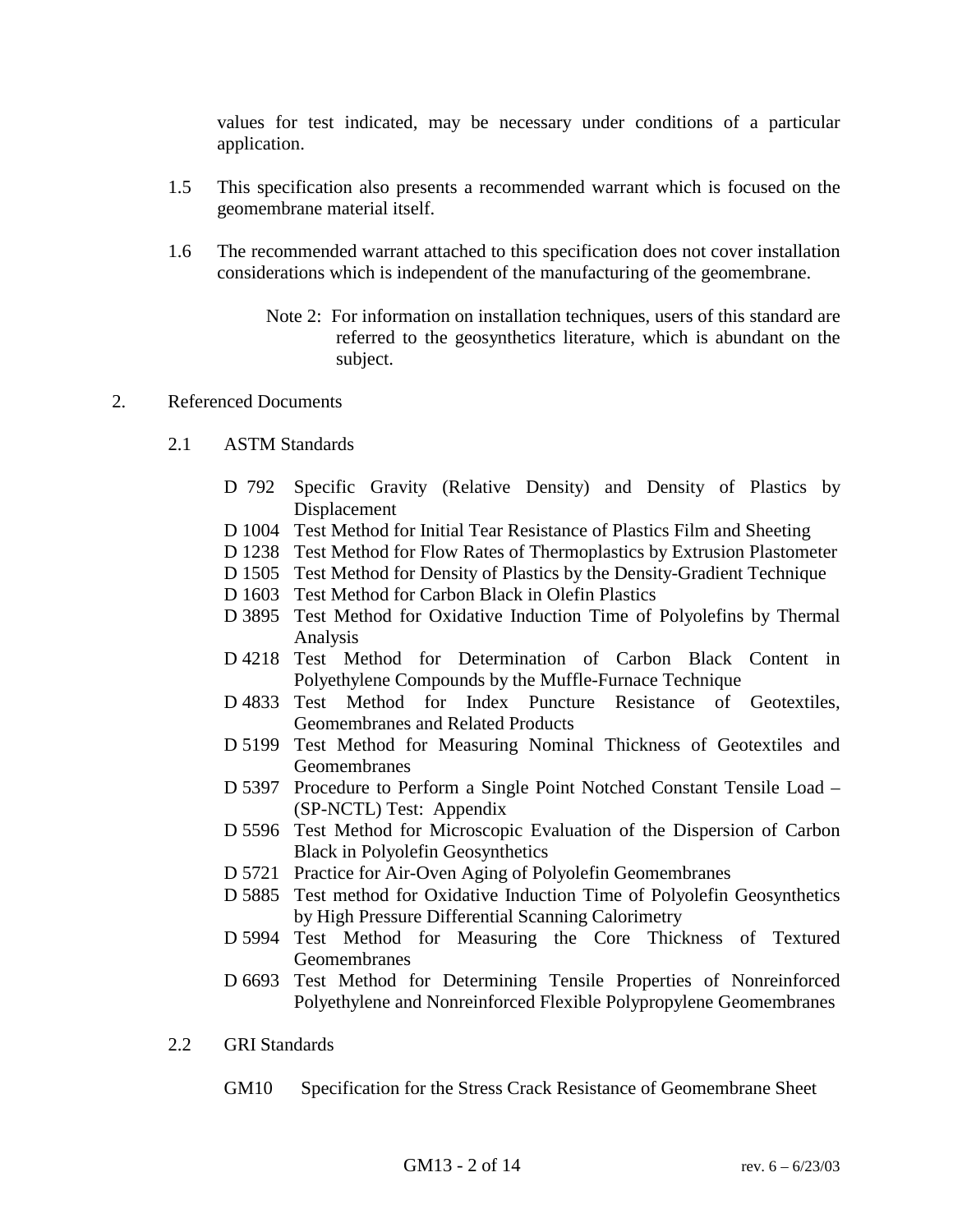values for test indicated, may be necessary under conditions of a particular application.

1.5 This specification also presents a recommended warrant which is focused on the geomembrane material itself.

1.6 The recommended warrant attached to this specification does not cover installation considerations which is independent of the manufacturing of the geomembrane.

> Note 2: For information on installation techniques, users of this standard are referred to the geosynthetics literature, which is abundant on the subject.

## 2. Referenced Documents

### 2.1 ASTM Standards

- D 792 Specific Gravity (Relative Density) and Density of Plastics by Displacement
- D 1004 Test Method for Initial Tear Resistance of Plastics Film and Sheeting
- D 1238 Test Method for Flow Rates of Thermoplastics by Extrusion Plastometer
- D 1505 Test Method for Density of Plastics by the Density-Gradient Technique
- D 1603 Test Method for Carbon Black in Olefin Plastics
- D 3895 Test Method for Oxidative Induction Time of Polyolefins by Thermal Analysis
- D 4218 Test Method for Determination of Carbon Black Content in Polyethylene Compounds by the Muffle-Furnace Technique
- D 4833 Test Method for Index Puncture Resistance of Geotextiles, Geomembranes and Related Products
- D 5199 Test Method for Measuring Nominal Thickness of Geotextiles and Geomembranes
- D 5397 Procedure to Perform a Single Point Notched Constant Tensile Load – (SP-NCTL) Test: Appendix
- D 5596 Test Method for Microscopic Evaluation of the Dispersion of Carbon Black in Polyolefin Geosynthetics
- D 5721 Practice for Air-Oven Aging of Polyolefin Geomembranes
- D 5885 Test method for Oxidative Induction Time of Polyolefin Geosynthetics by High Pressure Differential Scanning Calorimetry
- D 5994 Test Method for Measuring the Core Thickness of Textured Geomembranes
- D 6693 Test Method for Determining Tensile Properties of Nonreinforced Polyethylene and Nonreinforced Flexible Polypropylene Geomembranes

### 2.2 GRI Standards

- GM10 Specification for the Stress Crack Resistance of Geomembrane Sheet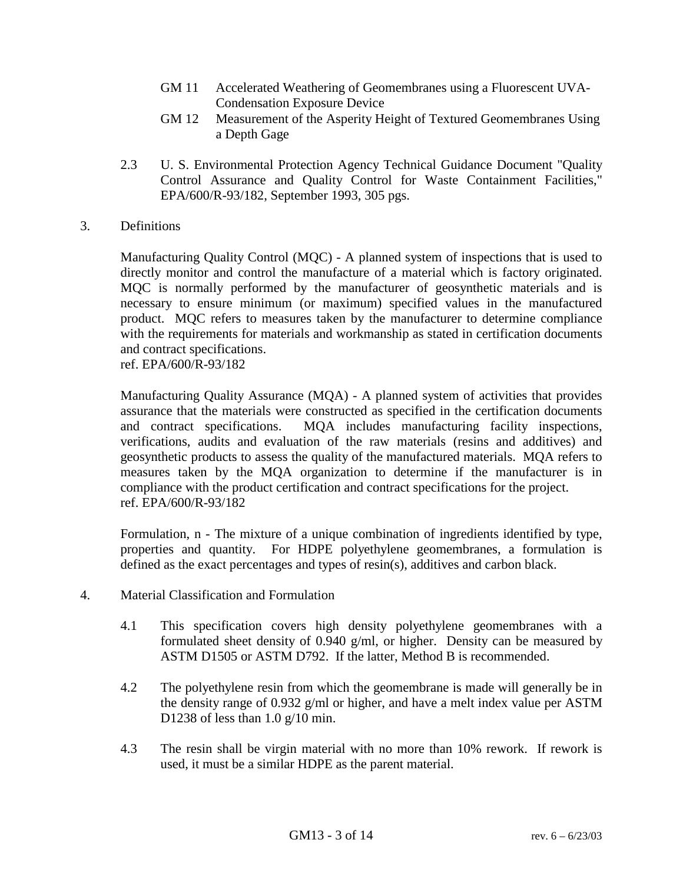- GM 11 Accelerated Weathering of Geomembranes using a Fluorescent UVA-Condensation Exposure Device
- GM 12 Measurement of the Asperity Height of Textured Geomembranes Using a Depth Gage

2.3 U. S. Environmental Protection Agency Technical Guidance Document "Quality Control Assurance and Quality Control for Waste Containment Facilities," EPA/600/R-93/182, September 1993, 305 pgs.

## 3. Definitions

Manufacturing Quality Control (MQC) - A planned system of inspections that is used to directly monitor and control the manufacture of a material which is factory originated. MQC is normally performed by the manufacturer of geosynthetic materials and is necessary to ensure minimum (or maximum) specified values in the manufactured product. MQC refers to measures taken by the manufacturer to determine compliance with the requirements for materials and workmanship as stated in certification documents and contract specifications.
ref. EPA/600/R-93/182

Manufacturing Quality Assurance (MQA) - A planned system of activities that provides assurance that the materials were constructed as specified in the certification documents and contract specifications. MQA includes manufacturing facility inspections, verifications, audits and evaluation of the raw materials (resins and additives) and geosynthetic products to assess the quality of the manufactured materials. MQA refers to measures taken by the MQA organization to determine if the manufacturer is in compliance with the product certification and contract specifications for the project.
ref. EPA/600/R-93/182

Formulation, n - The mixture of a unique combination of ingredients identified by type, properties and quantity. For HDPE polyethylene geomembranes, a formulation is defined as the exact percentages and types of resin(s), additives and carbon black.

## 4. Material Classification and Formulation

4.1 This specification covers high density polyethylene geomembranes with a formulated sheet density of 0.940 g/ml, or higher. Density can be measured by ASTM D1505 or ASTM D792. If the latter, Method B is recommended.

4.2 The polyethylene resin from which the geomembrane is made will generally be in the density range of 0.932 g/ml or higher, and have a melt index value per ASTM D1238 of less than 1.0 g/10 min.

4.3 The resin shall be virgin material with no more than 10% rework. If rework is used, it must be a similar HDPE as the parent material.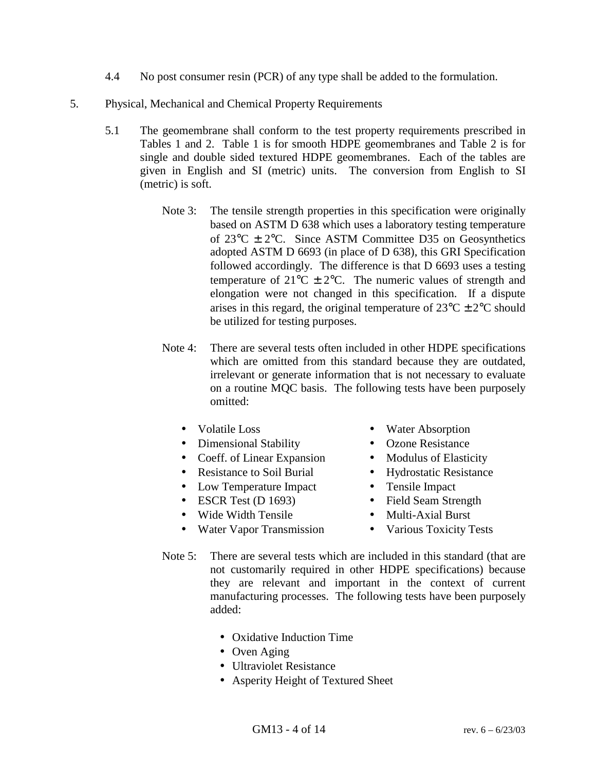4.4 No post consumer resin (PCR) of any type shall be added to the formulation.

5. Physical, Mechanical and Chemical Property Requirements

5.1 The geomembrane shall conform to the test property requirements prescribed in Tables 1 and 2. Table 1 is for smooth HDPE geomembranes and Table 2 is for single and double sided textured HDPE geomembranes. Each of the tables are given in English and SI (metric) units. The conversion from English to SI (metric) is soft.

Note 3: The tensile strength properties in this specification were originally based on ASTM D 638 which uses a laboratory testing temperature of 23°C ± 2°C. Since ASTM Committee D35 on Geosynthetics adopted ASTM D 6693 (in place of D 638), this GRI Specification followed accordingly. The difference is that D 6693 uses a testing temperature of 21°C ± 2°C. The numeric values of strength and elongation were not changed in this specification. If a dispute arises in this regard, the original temperature of 23°C ± 2°C should be utilized for testing purposes.

Note 4: There are several tests often included in other HDPE specifications which are omitted from this standard because they are outdated, irrelevant or generate information that is not necessary to evaluate on a routine MQC basis. The following tests have been purposely omitted:

- Volatile Loss
- Dimensional Stability
- Coeff. of Linear Expansion
- Resistance to Soil Burial
- Low Temperature Impact
- ESCR Test (D 1693)
- Wide Width Tensile
- Water Vapor Transmission
- Water Absorption
- Ozone Resistance
- Modulus of Elasticity
- Hydrostatic Resistance
- Tensile Impact
- Field Seam Strength
- Multi-Axial Burst
- Various Toxicity Tests

Note 5: There are several tests which are included in this standard (that are not customarily required in other HDPE specifications) because they are relevant and important in the context of current manufacturing processes. The following tests have been purposely added:

- Oxidative Induction Time
- Oven Aging
- Ultraviolet Resistance
- Asperity Height of Textured Sheet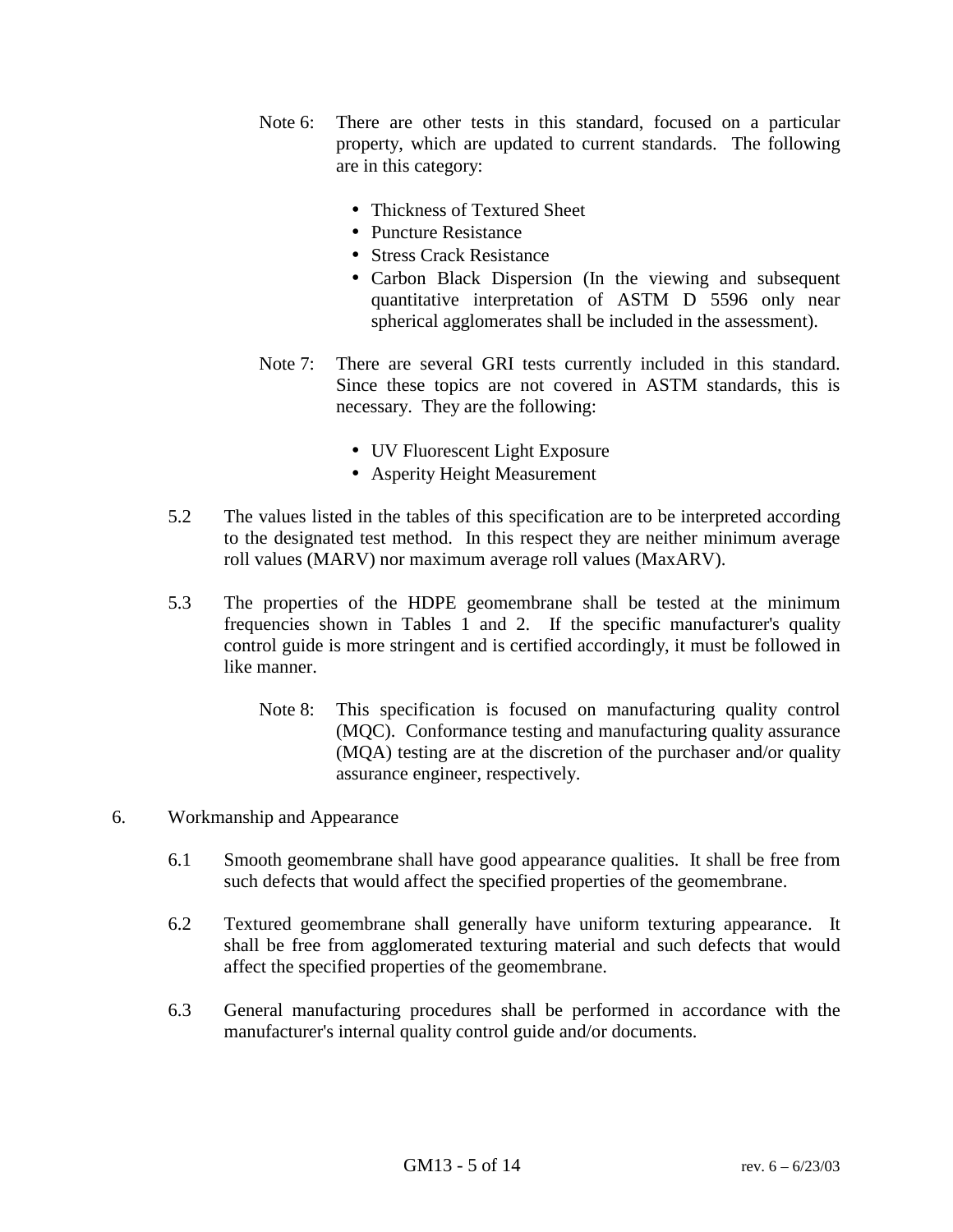Note 6: There are other tests in this standard, focused on a particular property, which are updated to current standards. The following are in this category:

- Thickness of Textured Sheet
- Puncture Resistance
- Stress Crack Resistance
- Carbon Black Dispersion (In the viewing and subsequent quantitative interpretation of ASTM D 5596 only near spherical agglomerates shall be included in the assessment).

Note 7: There are several GRI tests currently included in this standard. Since these topics are not covered in ASTM standards, this is necessary. They are the following:

- UV Fluorescent Light Exposure
- Asperity Height Measurement

5.2 The values listed in the tables of this specification are to be interpreted according to the designated test method. In this respect they are neither minimum average roll values (MARV) nor maximum average roll values (MaxARV).

5.3 The properties of the HDPE geomembrane shall be tested at the minimum frequencies shown in Tables 1 and 2. If the specific manufacturer's quality control guide is more stringent and is certified accordingly, it must be followed in like manner.

Note 8: This specification is focused on manufacturing quality control (MQC). Conformance testing and manufacturing quality assurance (MQA) testing are at the discretion of the purchaser and/or quality assurance engineer, respectively.

## 6. Workmanship and Appearance

6.1 Smooth geomembrane shall have good appearance qualities. It shall be free from such defects that would affect the specified properties of the geomembrane.

6.2 Textured geomembrane shall generally have uniform texturing appearance. It shall be free from agglomerated texturing material and such defects that would affect the specified properties of the geomembrane.

6.3 General manufacturing procedures shall be performed in accordance with the manufacturer's internal quality control guide and/or documents.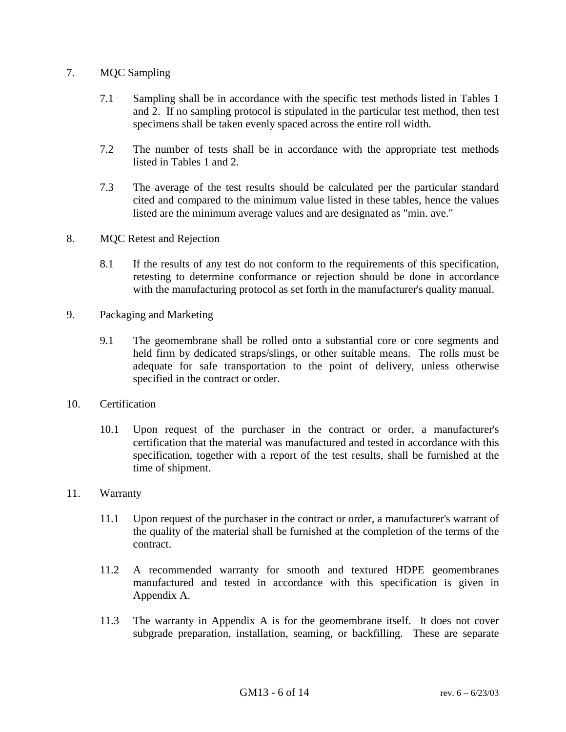## 7. MQC Sampling

7.1 Sampling shall be in accordance with the specific test methods listed in Tables 1 and 2. If no sampling protocol is stipulated in the particular test method, then test specimens shall be taken evenly spaced across the entire roll width.

7.2 The number of tests shall be in accordance with the appropriate test methods listed in Tables 1 and 2.

7.3 The average of the test results should be calculated per the particular standard cited and compared to the minimum value listed in these tables, hence the values listed are the minimum average values and are designated as "min. ave."

## 8. MQC Retest and Rejection

8.1 If the results of any test do not conform to the requirements of this specification, retesting to determine conformance or rejection should be done in accordance with the manufacturing protocol as set forth in the manufacturer's quality manual.

## 9. Packaging and Marketing

9.1 The geomembrane shall be rolled onto a substantial core or core segments and held firm by dedicated straps/slings, or other suitable means. The rolls must be adequate for safe transportation to the point of delivery, unless otherwise specified in the contract or order.

## 10. Certification

10.1 Upon request of the purchaser in the contract or order, a manufacturer's certification that the material was manufactured and tested in accordance with this specification, together with a report of the test results, shall be furnished at the time of shipment.

## 11. Warranty

11.1 Upon request of the purchaser in the contract or order, a manufacturer's warrant of the quality of the material shall be furnished at the completion of the terms of the contract.

11.2 A recommended warranty for smooth and textured HDPE geomembranes manufactured and tested in accordance with this specification is given in Appendix A.

11.3 The warranty in Appendix A is for the geomembrane itself. It does not cover subgrade preparation, installation, seaming, or backfilling. These are separate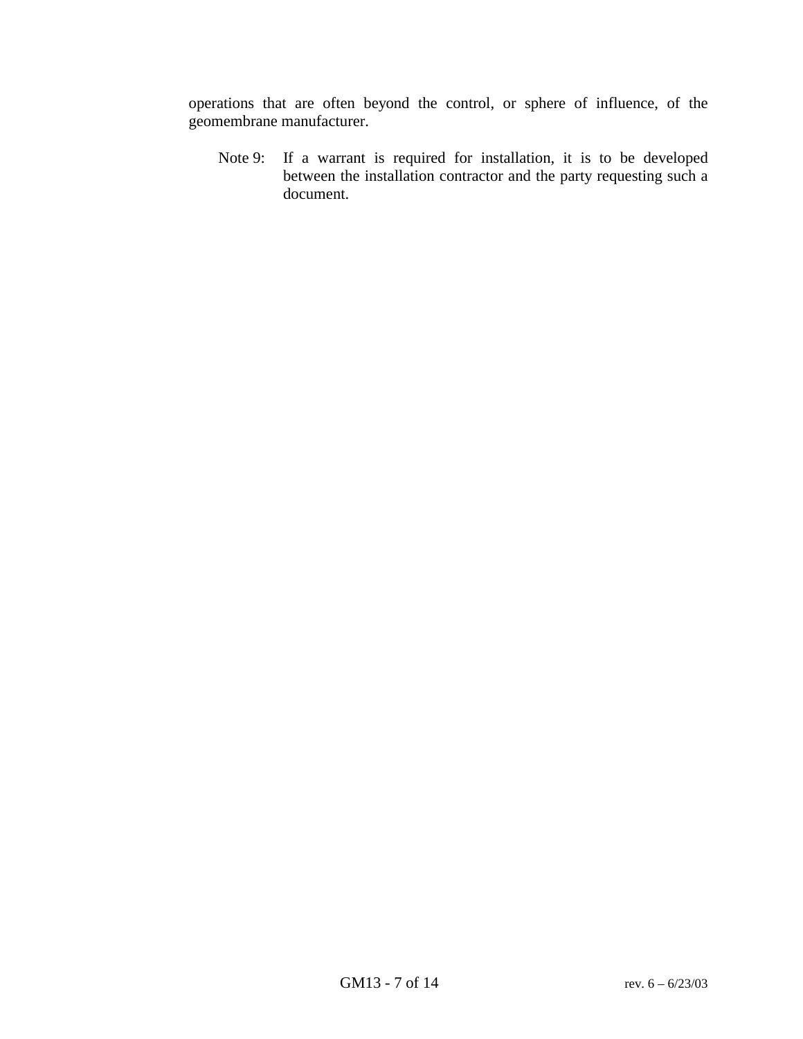operations that are often beyond the control, or sphere of influence, of the geomembrane manufacturer.

Note 9: If a warrant is required for installation, it is to be developed between the installation contractor and the party requesting such a document.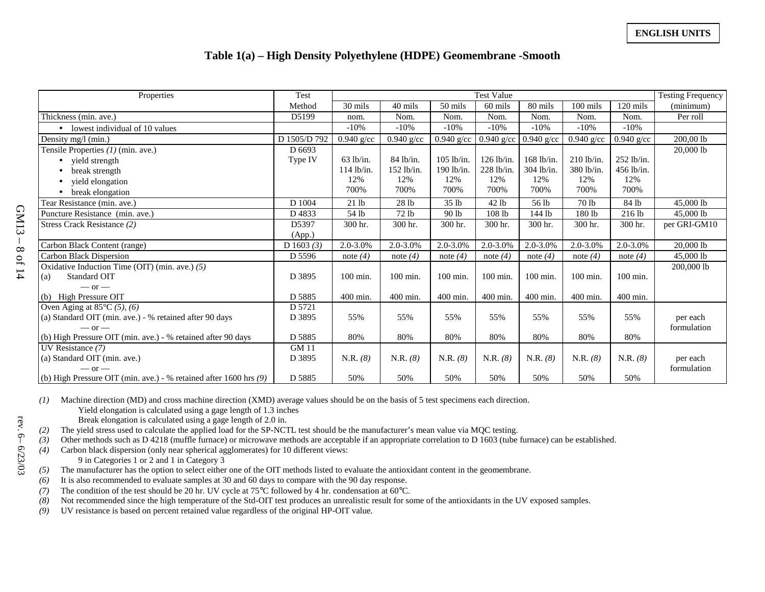**ENGLISH UNITS**

## Table 1(a) – High Density Polyethylene (HDPE) Geomembrane -Smooth

| Properties | Test Method | Test Value | | | | | | | Testing Frequency (minimum) |
|---|---|---|---|---|---|---|---|---|---|
| | | 30 mils | 40 mils | 50 mils | 60 mils | 80 mils | 100 mils | 120 mils | |
| Thickness (min. ave.) | D5199 | nom. | Nom. | Nom. | Nom. | Nom. | Nom. | Nom. | Per roll |
| • lowest individual of 10 values | | -10% | -10% | -10% | -10% | -10% | -10% | -10% | |
| Density mg/l (min.) | D 1505/D 792 | 0.940 g/cc | 0.940 g/cc | 0.940 g/cc | 0.940 g/cc | 0.940 g/cc | 0.940 g/cc | 0.940 g/cc | 200,00 lb |
| Tensile Properties *(1)* (min. ave.)<br>• yield strength<br>• break strength<br>• yield elongation<br>• break elongation | D 6693<br>Type IV | <br>63 lb/in.<br>114 lb/in.<br>12%<br>700% | <br>84 lb/in.<br>152 lb/in.<br>12%<br>700% | <br>105 lb/in.<br>190 lb/in.<br>12%<br>700% | <br>126 lb/in.<br>228 lb/in.<br>12%<br>700% | <br>168 lb/in.<br>304 lb/in.<br>12%<br>700% | <br>210 lb/in.<br>380 lb/in.<br>12%<br>700% | <br>252 lb/in.<br>456 lb/in.<br>12%<br>700% | 20,000 lb |
| Tear Resistance (min. ave.) | D 1004 | 21 lb | 28 lb | 35 lb | 42 lb | 56 lb | 70 lb | 84 lb | 45,000 lb |
| Puncture Resistance (min. ave.) | D 4833 | 54 lb | 72 lb | 90 lb | 108 lb | 144 lb | 180 lb | 216 lb | 45,000 lb |
| Stress Crack Resistance *(2)* | D5397 (App.) | 300 hr. | 300 hr. | 300 hr. | 300 hr. | 300 hr. | 300 hr. | 300 hr. | per GRI-GM10 |
| Carbon Black Content (range) | D 1603 *(3)* | 2.0-3.0% | 2.0-3.0% | 2.0-3.0% | 2.0-3.0% | 2.0-3.0% | 2.0-3.0% | 2.0-3.0% | 20,000 lb |
| Carbon Black Dispersion | D 5596 | note *(4)* | note *(4)* | note *(4)* | note *(4)* | note *(4)* | note *(4)* | note *(4)* | 45,000 lb |
| Oxidative Induction Time (OIT) (min. ave.) *(5)*<br>(a) Standard OIT<br>— or —<br>(b) High Pressure OIT | <br>D 3895<br><br>D 5885 | <br>100 min.<br><br>400 min. | <br>100 min.<br><br>400 min. | <br>100 min.<br><br>400 min. | <br>100 min.<br><br>400 min. | <br>100 min.<br><br>400 min. | <br>100 min.<br><br>400 min. | <br>100 min.<br><br>400 min. | 200,000 lb |
| Oven Aging at 85°C *(5)*, *(6)*<br>(a) Standard OIT (min. ave.) - % retained after 90 days<br>— or —<br>(b) High Pressure OIT (min. ave.) - % retained after 90 days | D 5721<br>D 3895<br><br>D 5885 | <br>55%<br><br>80% | <br>55%<br><br>80% | <br>55%<br><br>80% | <br>55%<br><br>80% | <br>55%<br><br>80% | <br>55%<br><br>80% | <br>55%<br><br>80% | per each formulation |
| UV Resistance *(7)*<br>(a) Standard OIT (min. ave.)<br>— or —<br>(b) High Pressure OIT (min. ave.) - % retained after 1600 hrs *(9)* | GM 11<br>D 3895<br><br>D 5885 | <br>N.R. *(8)*<br><br>50% | <br>N.R. *(8)*<br><br>50% | <br>N.R. *(8)*<br><br>50% | <br>N.R. *(8)*<br><br>50% | <br>N.R. *(8)*<br><br>50% | <br>N.R. *(8)*<br><br>50% | <br>N.R. *(8)*<br><br>50% | per each formulation |

*(1)* Machine direction (MD) and cross machine direction (XMD) average values should be on the basis of 5 test specimens each direction.
Yield elongation is calculated using a gage length of 1.3 inches
Break elongation is calculated using a gage length of 2.0 in.

*(2)* The yield stress used to calculate the applied load for the SP-NCTL test should be the manufacturer's mean value via MQC testing.

*(3)* Other methods such as D 4218 (muffle furnace) or microwave methods are acceptable if an appropriate correlation to D 1603 (tube furnace) can be established.

*(4)* Carbon black dispersion (only near spherical agglomerates) for 10 different views:
9 in Categories 1 or 2 and 1 in Category 3

*(5)* The manufacturer has the option to select either one of the OIT methods listed to evaluate the antioxidant content in the geomembrane.

*(6)* It is also recommended to evaluate samples at 30 and 60 days to compare with the 90 day response.

*(7)* The condition of the test should be 20 hr. UV cycle at 75°C followed by 4 hr. condensation at 60°C.

*(8)* Not recommended since the high temperature of the Std-OIT test produces an unrealistic result for some of the antioxidants in the UV exposed samples.

*(9)* UV resistance is based on percent retained value regardless of the original HP-OIT value.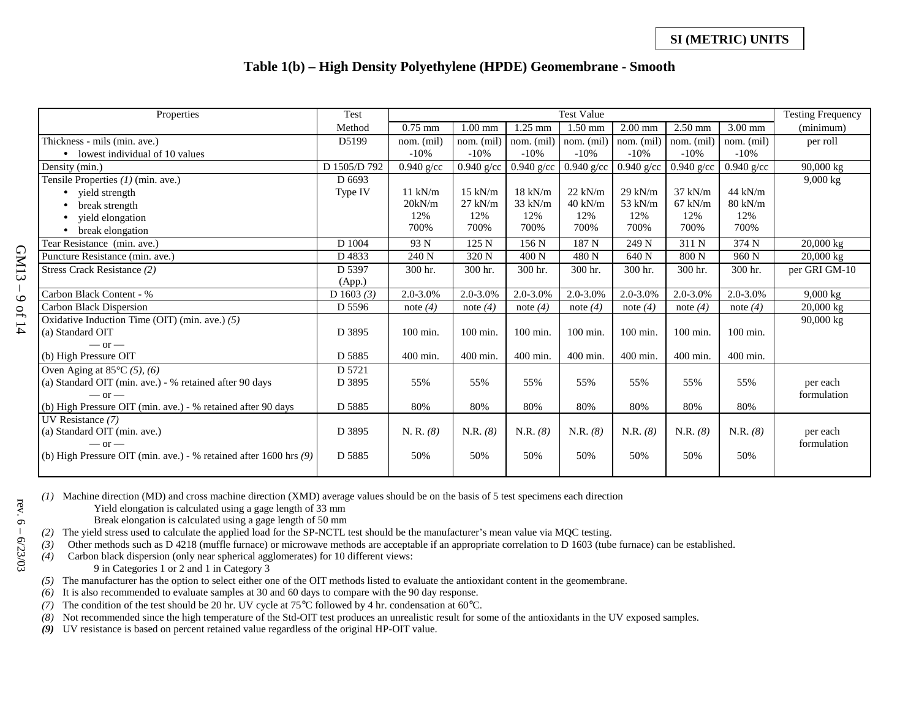**SI (METRIC) UNITS**

## Table 1(b) – High Density Polyethylene (HPDE) Geomembrane - Smooth

| Properties | Test Method | Test Value | | | | | | | Testing Frequency (minimum) |
|---|---|---|---|---|---|---|---|---|---|
| | | 0.75 mm | 1.00 mm | 1.25 mm | 1.50 mm | 2.00 mm | 2.50 mm | 3.00 mm | |
| Thickness - mils (min. ave.)<br>• lowest individual of 10 values | D5199 | nom. (mil)<br>-10% | nom. (mil)<br>-10% | nom. (mil)<br>-10% | nom. (mil)<br>-10% | nom. (mil)<br>-10% | nom. (mil)<br>-10% | nom. (mil)<br>-10% | per roll |
| Density (min.) | D 1505/D 792 | 0.940 g/cc | 0.940 g/cc | 0.940 g/cc | 0.940 g/cc | 0.940 g/cc | 0.940 g/cc | 0.940 g/cc | 90,000 kg |
| Tensile Properties *(1)* (min. ave.)<br>• yield strength<br>• break strength<br>• yield elongation<br>• break elongation | D 6693<br>Type IV | 11 kN/m<br>20kN/m<br>12%<br>700% | 15 kN/m<br>27 kN/m<br>12%<br>700% | 18 kN/m<br>33 kN/m<br>12%<br>700% | 22 kN/m<br>40 kN/m<br>12%<br>700% | 29 kN/m<br>53 kN/m<br>12%<br>700% | 37 kN/m<br>67 kN/m<br>12%<br>700% | 44 kN/m<br>80 kN/m<br>12%<br>700% | 9,000 kg |
| Tear Resistance (min. ave.) | D 1004 | 93 N | 125 N | 156 N | 187 N | 249 N | 311 N | 374 N | 20,000 kg |
| Puncture Resistance (min. ave.) | D 4833 | 240 N | 320 N | 400 N | 480 N | 640 N | 800 N | 960 N | 20,000 kg |
| Stress Crack Resistance *(2)* | D 5397<br>(App.) | 300 hr. | 300 hr. | 300 hr. | 300 hr. | 300 hr. | 300 hr. | 300 hr. | per GRI GM-10 |
| Carbon Black Content - % | D 1603 *(3)* | 2.0-3.0% | 2.0-3.0% | 2.0-3.0% | 2.0-3.0% | 2.0-3.0% | 2.0-3.0% | 2.0-3.0% | 9,000 kg |
| Carbon Black Dispersion | D 5596 | note *(4)* | note *(4)* | note *(4)* | note *(4)* | note *(4)* | note *(4)* | note *(4)* | 20,000 kg |
| Oxidative Induction Time (OIT) (min. ave.) *(5)*<br>(a) Standard OIT<br>— or —<br>(b) High Pressure OIT | <br>D 3895<br><br>D 5885 | <br>100 min.<br><br>400 min. | <br>100 min.<br><br>400 min. | <br>100 min.<br><br>400 min. | <br>100 min.<br><br>400 min. | <br>100 min.<br><br>400 min. | <br>100 min.<br><br>400 min. | <br>100 min.<br><br>400 min. | 90,000 kg |
| Oven Aging at 85°C *(5)*, *(6)*<br>(a) Standard OIT (min. ave.) - % retained after 90 days<br>— or —<br>(b) High Pressure OIT (min. ave.) - % retained after 90 days | D 5721<br>D 3895<br><br>D 5885 | <br>55%<br><br>80% | <br>55%<br><br>80% | <br>55%<br><br>80% | <br>55%<br><br>80% | <br>55%<br><br>80% | <br>55%<br><br>80% | <br>55%<br><br>80% | per each formulation |
| UV Resistance *(7)*<br>(a) Standard OIT (min. ave.)<br>— or —<br>(b) High Pressure OIT (min. ave.) - % retained after 1600 hrs *(9)* | <br>D 3895<br><br>D 5885 | <br>N. R. *(8)*<br><br>50% | <br>N.R. *(8)*<br><br>50% | <br>N.R. *(8)*<br><br>50% | <br>N.R. *(8)*<br><br>50% | <br>N.R. *(8)*<br><br>50% | <br>N.R. *(8)*<br><br>50% | <br>N.R. *(8)*<br><br>50% | per each formulation |

*(1)* Machine direction (MD) and cross machine direction (XMD) average values should be on the basis of 5 test specimens each direction
Yield elongation is calculated using a gage length of 33 mm
Break elongation is calculated using a gage length of 50 mm

*(2)* The yield stress used to calculate the applied load for the SP-NCTL test should be the manufacturer's mean value via MQC testing.

*(3)* Other methods such as D 4218 (muffle furnace) or microwave methods are acceptable if an appropriate correlation to D 1603 (tube furnace) can be established.

*(4)* Carbon black dispersion (only near spherical agglomerates) for 10 different views:
9 in Categories 1 or 2 and 1 in Category 3

*(5)* The manufacturer has the option to select either one of the OIT methods listed to evaluate the antioxidant content in the geomembrane.

*(6)* It is also recommended to evaluate samples at 30 and 60 days to compare with the 90 day response.

*(7)* The condition of the test should be 20 hr. UV cycle at 75°C followed by 4 hr. condensation at 60°C.

*(8)* Not recommended since the high temperature of the Std-OIT test produces an unrealistic result for some of the antioxidants in the UV exposed samples.

***(9)*** UV resistance is based on percent retained value regardless of the original HP-OIT value.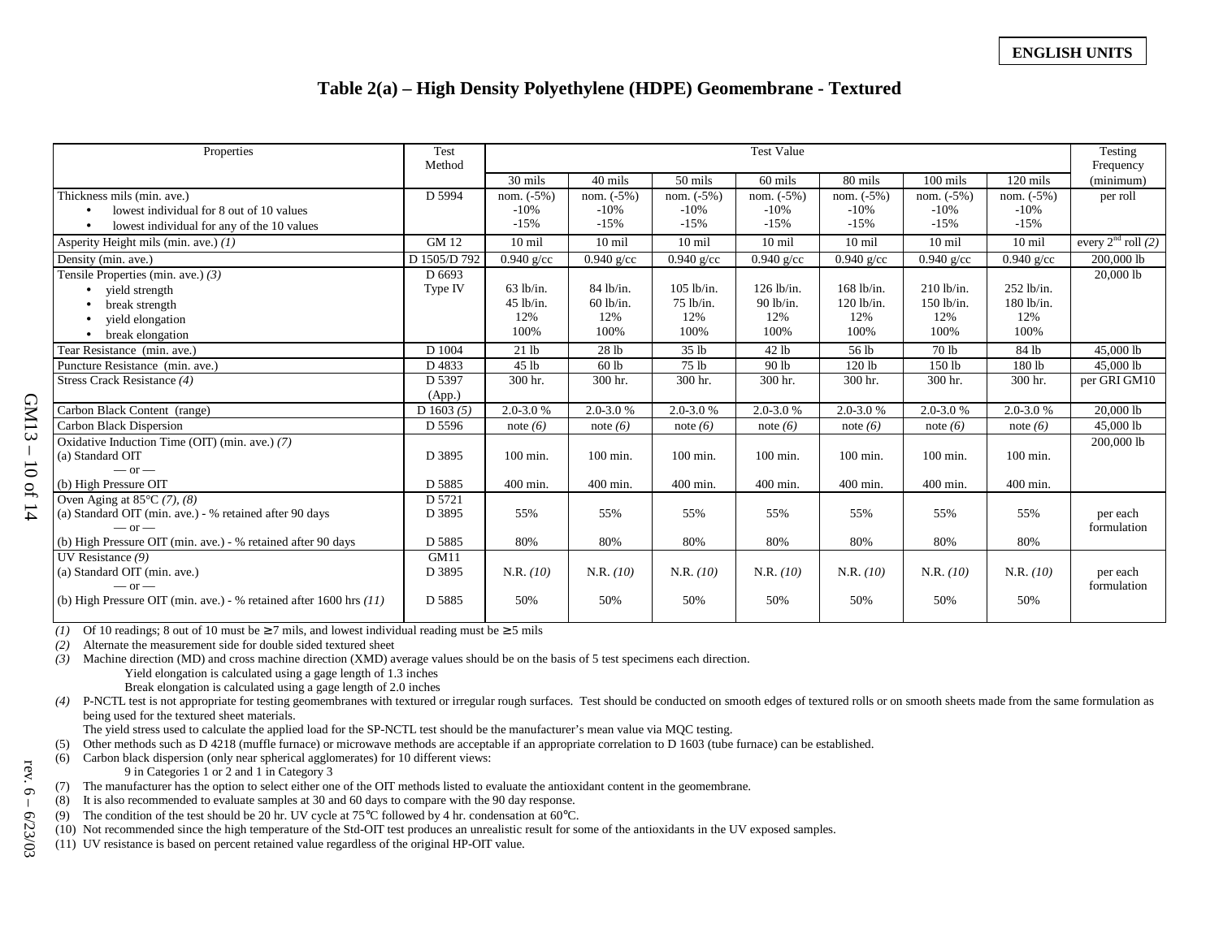**ENGLISH UNITS**

## Table 2(a) – High Density Polyethylene (HDPE) Geomembrane - Textured

| Properties | Test Method | Test Value | | | | | | | Testing Frequency (minimum) |
|---|---|---|---|---|---|---|---|---|---|
| | | 30 mils | 40 mils | 50 mils | 60 mils | 80 mils | 100 mils | 120 mils | |
| Thickness mils (min. ave.)<br>• lowest individual for 8 out of 10 values<br>• lowest individual for any of the 10 values | D 5994 | nom. (-5%)<br>-10%<br>-15% | nom. (-5%)<br>-10%<br>-15% | nom. (-5%)<br>-10%<br>-15% | nom. (-5%)<br>-10%<br>-15% | nom. (-5%)<br>-10%<br>-15% | nom. (-5%)<br>-10%<br>-15% | nom. (-5%)<br>-10%<br>-15% | per roll |
| Asperity Height mils (min. ave.) *(1)* | GM 12 | 10 mil | 10 mil | 10 mil | 10 mil | 10 mil | 10 mil | 10 mil | every 2nd roll *(2)* |
| Density (min. ave.) | D 1505/D 792 | 0.940 g/cc | 0.940 g/cc | 0.940 g/cc | 0.940 g/cc | 0.940 g/cc | 0.940 g/cc | 0.940 g/cc | 200,000 lb |
| Tensile Properties (min. ave.) *(3)*<br>• yield strength<br>• break strength<br>• yield elongation<br>• break elongation | D 6693<br>Type IV | <br>63 lb/in.<br>45 lb/in.<br>12%<br>100% | <br>84 lb/in.<br>60 lb/in.<br>12%<br>100% | <br>105 lb/in.<br>75 lb/in.<br>12%<br>100% | <br>126 lb/in.<br>90 lb/in.<br>12%<br>100% | <br>168 lb/in.<br>120 lb/in.<br>12%<br>100% | <br>210 lb/in.<br>150 lb/in.<br>12%<br>100% | <br>252 lb/in.<br>180 lb/in.<br>12%<br>100% | 20,000 lb |
| Tear Resistance (min. ave.) | D 1004 | 21 lb | 28 lb | 35 lb | 42 lb | 56 lb | 70 lb | 84 lb | 45,000 lb |
| Puncture Resistance (min. ave.) | D 4833 | 45 lb | 60 lb | 75 lb | 90 lb | 120 lb | 150 lb | 180 lb | 45,000 lb |
| Stress Crack Resistance *(4)* | D 5397 (App.) | 300 hr. | 300 hr. | 300 hr. | 300 hr. | 300 hr. | 300 hr. | 300 hr. | per GRI GM10 |
| Carbon Black Content (range) | D 1603 *(5)* | 2.0-3.0 % | 2.0-3.0 % | 2.0-3.0 % | 2.0-3.0 % | 2.0-3.0 % | 2.0-3.0 % | 2.0-3.0 % | 20,000 lb |
| Carbon Black Dispersion | D 5596 | note *(6)* | note *(6)* | note *(6)* | note *(6)* | note *(6)* | note *(6)* | note *(6)* | 45,000 lb |
| Oxidative Induction Time (OIT) (min. ave.) *(7)*<br>(a) Standard OIT<br>— or —<br>(b) High Pressure OIT | <br>D 3895<br><br>D 5885 | <br>100 min.<br><br>400 min. | <br>100 min.<br><br>400 min. | <br>100 min.<br><br>400 min. | <br>100 min.<br><br>400 min. | <br>100 min.<br><br>400 min. | <br>100 min.<br><br>400 min. | <br>100 min.<br><br>400 min. | 200,000 lb |
| Oven Aging at 85°C *(7), (8)*<br>(a) Standard OIT (min. ave.) - % retained after 90 days<br>— or —<br>(b) High Pressure OIT (min. ave.) - % retained after 90 days | D 5721<br>D 3895<br><br>D 5885 | <br>55%<br><br>80% | <br>55%<br><br>80% | <br>55%<br><br>80% | <br>55%<br><br>80% | <br>55%<br><br>80% | <br>55%<br><br>80% | <br>55%<br><br>80% | per each formulation |
| UV Resistance *(9)*<br>(a) Standard OIT (min. ave.)<br>— or —<br>(b) High Pressure OIT (min. ave.) - % retained after 1600 hrs *(11)* | GM11<br>D 3895<br><br>D 5885 | <br>N.R. *(10)*<br><br>50% | <br>N.R. *(10)*<br><br>50% | <br>N.R. *(10)*<br><br>50% | <br>N.R. *(10)*<br><br>50% | <br>N.R. *(10)*<br><br>50% | <br>N.R. *(10)*<br><br>50% | <br>N.R. *(10)*<br><br>50% | per each formulation |

*(1)* Of 10 readings; 8 out of 10 must be ≥ 7 mils, and lowest individual reading must be ≥ 5 mils

*(2)* Alternate the measurement side for double sided textured sheet

*(3)* Machine direction (MD) and cross machine direction (XMD) average values should be on the basis of 5 test specimens each direction.
Yield elongation is calculated using a gage length of 1.3 inches
Break elongation is calculated using a gage length of 2.0 inches

*(4)* P-NCTL test is not appropriate for testing geomembranes with textured or irregular rough surfaces. Test should be conducted on smooth edges of textured rolls or on smooth sheets made from the same formulation as being used for the textured sheet materials.
The yield stress used to calculate the applied load for the SP-NCTL test should be the manufacturer's mean value via MQC testing.

(5) Other methods such as D 4218 (muffle furnace) or microwave methods are acceptable if an appropriate correlation to D 1603 (tube furnace) can be established.

(6) Carbon black dispersion (only near spherical agglomerates) for 10 different views:
9 in Categories 1 or 2 and 1 in Category 3

(7) The manufacturer has the option to select either one of the OIT methods listed to evaluate the antioxidant content in the geomembrane.

(8) It is also recommended to evaluate samples at 30 and 60 days to compare with the 90 day response.

(9) The condition of the test should be 20 hr. UV cycle at 75°C followed by 4 hr. condensation at 60°C.

(10) Not recommended since the high temperature of the Std-OIT test produces an unrealistic result for some of the antioxidants in the UV exposed samples.

(11) UV resistance is based on percent retained value regardless of the original HP-OIT value.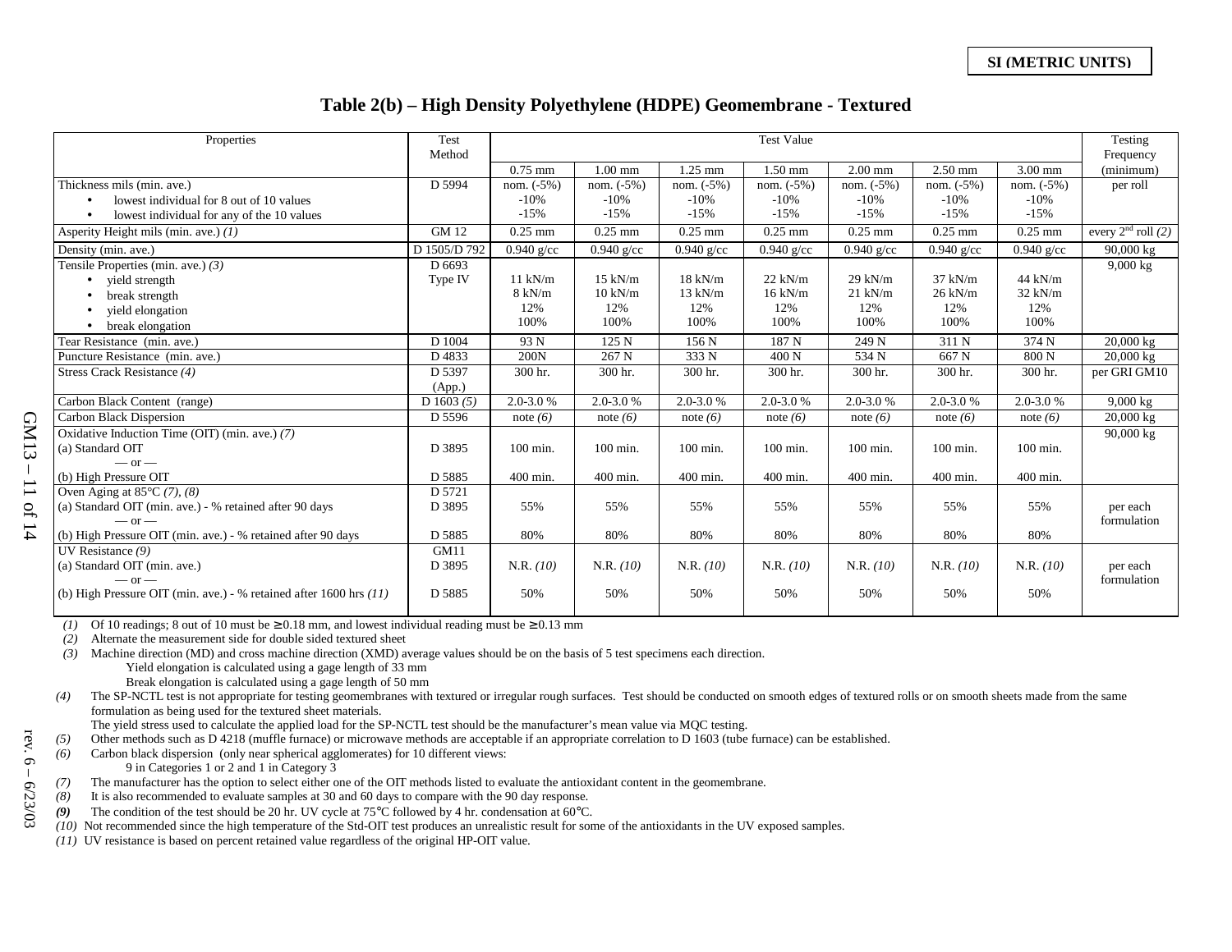**SI (METRIC UNITS)**

# Table 2(b) – High Density Polyethylene (HDPE) Geomembrane - Textured

| Properties | Test Method | Test Value | | | | | | | Testing Frequency |
|---|---|---|---|---|---|---|---|---|---|
| | | 0.75 mm | 1.00 mm | 1.25 mm | 1.50 mm | 2.00 mm | 2.50 mm | 3.00 mm | (minimum) |
| Thickness mils (min. ave.)<br>• lowest individual for 8 out of 10 values<br>• lowest individual for any of the 10 values | D 5994 | nom. (-5%)<br>-10%<br>-15% | nom. (-5%)<br>-10%<br>-15% | nom. (-5%)<br>-10%<br>-15% | nom. (-5%)<br>-10%<br>-15% | nom. (-5%)<br>-10%<br>-15% | nom. (-5%)<br>-10%<br>-15% | nom. (-5%)<br>-10%<br>-15% | per roll |
| Asperity Height mils (min. ave.) *(1)* | GM 12 | 0.25 mm | 0.25 mm | 0.25 mm | 0.25 mm | 0.25 mm | 0.25 mm | 0.25 mm | every 2nd roll *(2)* |
| Density (min. ave.) | D 1505/D 792 | 0.940 g/cc | 0.940 g/cc | 0.940 g/cc | 0.940 g/cc | 0.940 g/cc | 0.940 g/cc | 0.940 g/cc | 90,000 kg |
| Tensile Properties (min. ave.) *(3)*<br>• yield strength<br>• break strength<br>• yield elongation<br>• break elongation | D 6693<br>Type IV | <br>11 kN/m<br>8 kN/m<br>12%<br>100% | <br>15 kN/m<br>10 kN/m<br>12%<br>100% | <br>18 kN/m<br>13 kN/m<br>12%<br>100% | <br>22 kN/m<br>16 kN/m<br>12%<br>100% | <br>29 kN/m<br>21 kN/m<br>12%<br>100% | <br>37 kN/m<br>26 kN/m<br>12%<br>100% | <br>44 kN/m<br>32 kN/m<br>12%<br>100% | 9,000 kg |
| Tear Resistance (min. ave.) | D 1004 | 93 N | 125 N | 156 N | 187 N | 249 N | 311 N | 374 N | 20,000 kg |
| Puncture Resistance (min. ave.) | D 4833 | 200N | 267 N | 333 N | 400 N | 534 N | 667 N | 800 N | 20,000 kg |
| Stress Crack Resistance *(4)* | D 5397 (App.) | 300 hr. | 300 hr. | 300 hr. | 300 hr. | 300 hr. | 300 hr. | 300 hr. | per GRI GM10 |
| Carbon Black Content (range) | D 1603 *(5)* | 2.0-3.0 % | 2.0-3.0 % | 2.0-3.0 % | 2.0-3.0 % | 2.0-3.0 % | 2.0-3.0 % | 2.0-3.0 % | 9,000 kg |
| Carbon Black Dispersion | D 5596 | note *(6)* | note *(6)* | note *(6)* | note *(6)* | note *(6)* | note *(6)* | note *(6)* | 20,000 kg |
| Oxidative Induction Time (OIT) (min. ave.) *(7)*<br>(a) Standard OIT<br>— or —<br>(b) High Pressure OIT | <br>D 3895<br><br>D 5885 | <br>100 min.<br><br>400 min. | <br>100 min.<br><br>400 min. | <br>100 min.<br><br>400 min. | <br>100 min.<br><br>400 min. | <br>100 min.<br><br>400 min. | <br>100 min.<br><br>400 min. | <br>100 min.<br><br>400 min. | 90,000 kg |
| Oven Aging at 85°C *(7), (8)*<br>(a) Standard OIT (min. ave.) - % retained after 90 days<br>— or —<br>(b) High Pressure OIT (min. ave.) - % retained after 90 days | D 5721<br>D 3895<br><br>D 5885 | <br>55%<br><br>80% | <br>55%<br><br>80% | <br>55%<br><br>80% | <br>55%<br><br>80% | <br>55%<br><br>80% | <br>55%<br><br>80% | <br>55%<br><br>80% | per each formulation |
| UV Resistance *(9)*<br>(a) Standard OIT (min. ave.)<br>— or —<br>(b) High Pressure OIT (min. ave.) - % retained after 1600 hrs *(11)* | GM11<br>D 3895<br><br>D 5885 | <br>N.R. *(10)*<br><br>50% | <br>N.R. *(10)*<br><br>50% | <br>N.R. *(10)*<br><br>50% | <br>N.R. *(10)*<br><br>50% | <br>N.R. *(10)*<br><br>50% | <br>N.R. *(10)*<br><br>50% | <br>N.R. *(10)*<br><br>50% | per each formulation |

*(1)* Of 10 readings; 8 out of 10 must be ≥ 0.18 mm, and lowest individual reading must be ≥ 0.13 mm

*(2)* Alternate the measurement side for double sided textured sheet

*(3)* Machine direction (MD) and cross machine direction (XMD) average values should be on the basis of 5 test specimens each direction.
Yield elongation is calculated using a gage length of 33 mm
Break elongation is calculated using a gage length of 50 mm

*(4)* The SP-NCTL test is not appropriate for testing geomembranes with textured or irregular rough surfaces. Test should be conducted on smooth edges of textured rolls or on smooth sheets made from the same formulation as being used for the textured sheet materials.
The yield stress used to calculate the applied load for the SP-NCTL test should be the manufacturer's mean value via MQC testing.

*(5)* Other methods such as D 4218 (muffle furnace) or microwave methods are acceptable if an appropriate correlation to D 1603 (tube furnace) can be established.

*(6)* Carbon black dispersion (only near spherical agglomerates) for 10 different views:
9 in Categories 1 or 2 and 1 in Category 3

*(7)* The manufacturer has the option to select either one of the OIT methods listed to evaluate the antioxidant content in the geomembrane.

*(8)* It is also recommended to evaluate samples at 30 and 60 days to compare with the 90 day response.

***(9)*** The condition of the test should be 20 hr. UV cycle at 75°C followed by 4 hr. condensation at 60°C.

*(10)* Not recommended since the high temperature of the Std-OIT test produces an unrealistic result for some of the antioxidants in the UV exposed samples.

*(11)* UV resistance is based on percent retained value regardless of the original HP-OIT value.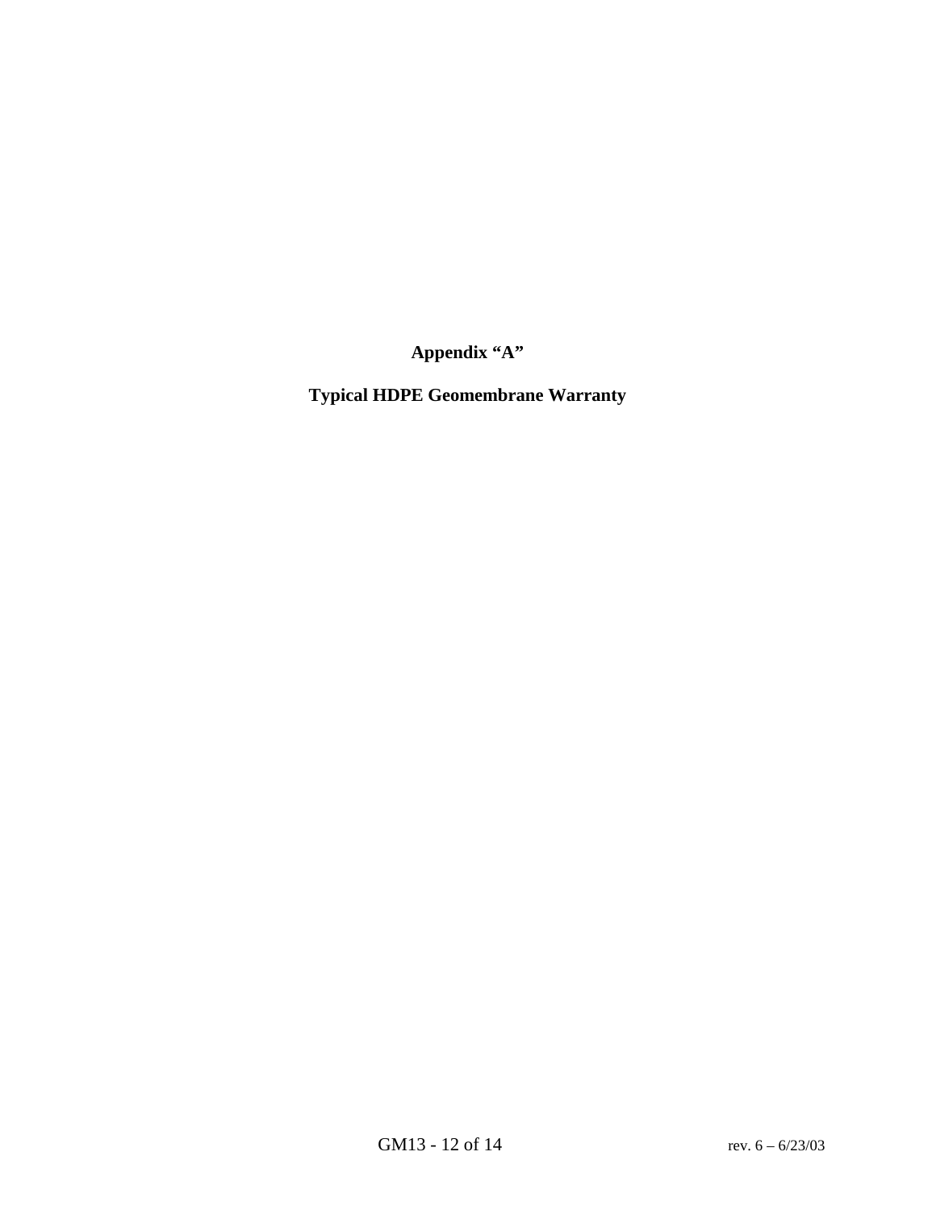# Appendix "A"

## Typical HDPE Geomembrane Warranty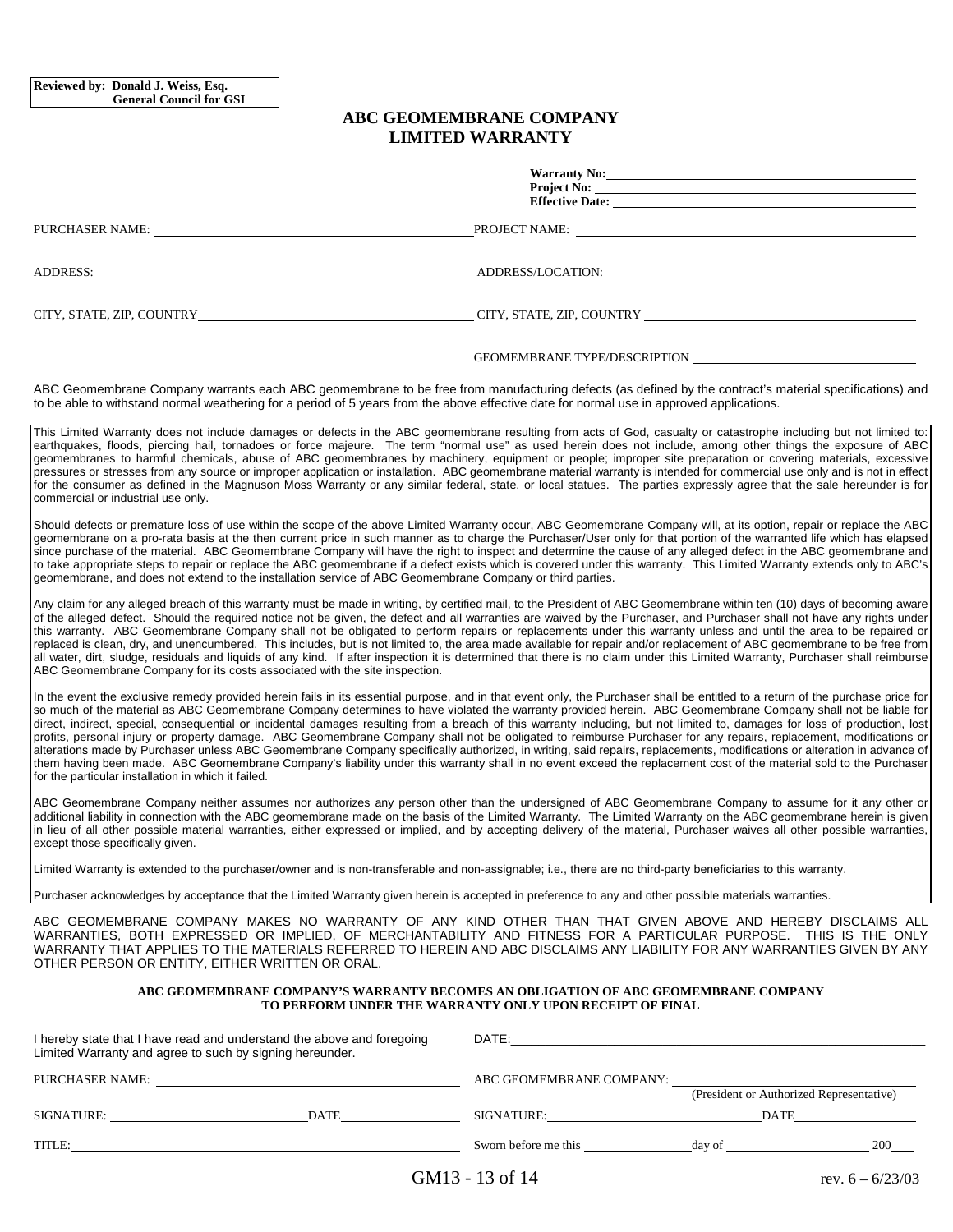**Reviewed by: Donald J. Weiss, Esq.
General Council for GSI**

# ABC GEOMEMBRANE COMPANY
# LIMITED WARRANTY

**Warranty No:** ______________________
**Project No:** ______________________
**Effective Date:** ______________________

PURCHASER NAME: ______________________ PROJECT NAME: ______________________

ADDRESS: ______________________ ADDRESS/LOCATION: ______________________

CITY, STATE, ZIP, COUNTRY ______________________ CITY, STATE, ZIP, COUNTRY ______________________

GEOMEMBRANE TYPE/DESCRIPTION ______________________

ABC Geomembrane Company warrants each ABC geomembrane to be free from manufacturing defects (as defined by the contract's material specifications) and to be able to withstand normal weathering for a period of 5 years from the above effective date for normal use in approved applications.

This Limited Warranty does not include damages or defects in the ABC geomembrane resulting from acts of God, casualty or catastrophe including but not limited to: earthquakes, floods, piercing hail, tornadoes or force majeure. The term "normal use" as used herein does not include, among other things the exposure of ABC geomembranes to harmful chemicals, abuse of ABC geomembranes by machinery, equipment or people; improper site preparation or covering materials, excessive pressures or stresses from any source or improper application or installation. ABC geomembrane material warranty is intended for commercial use only and is not in effect for the consumer as defined in the Magnuson Moss Warranty or any similar federal, state, or local statues. The parties expressly agree that the sale hereunder is for commercial or industrial use only.

Should defects or premature loss of use within the scope of the above Limited Warranty occur, ABC Geomembrane Company will, at its option, repair or replace the ABC geomembrane on a pro-rata basis at the then current price in such manner as to charge the Purchaser/User only for that portion of the warranted life which has elapsed since purchase of the material. ABC Geomembrane Company will have the right to inspect and determine the cause of any alleged defect in the ABC geomembrane and to take appropriate steps to repair or replace the ABC geomembrane if a defect exists which is covered under this warranty. This Limited Warranty extends only to ABC's geomembrane, and does not extend to the installation service of ABC Geomembrane Company or third parties.

Any claim for any alleged breach of this warranty must be made in writing, by certified mail, to the President of ABC Geomembrane within ten (10) days of becoming aware of the alleged defect. Should the required notice not be given, the defect and all warranties are waived by the Purchaser, and Purchaser shall not have any rights under this warranty. ABC Geomembrane Company shall not be obligated to perform repairs or replacements under this warranty unless and until the area to be repaired or replaced is clean, dry, and unencumbered. This includes, but is not limited to, the area made available for repair and/or replacement of ABC geomembrane to be free from all water, dirt, sludge, residuals and liquids of any kind. If after inspection it is determined that there is no claim under this Limited Warranty, Purchaser shall reimburse ABC Geomembrane Company for its costs associated with the site inspection.

In the event the exclusive remedy provided herein fails in its essential purpose, and in that event only, the Purchaser shall be entitled to a return of the purchase price for so much of the material as ABC Geomembrane Company determines to have violated the warranty provided herein. ABC Geomembrane Company shall not be liable for direct, indirect, special, consequential or incidental damages resulting from a breach of this warranty including, but not limited to, damages for loss of production, lost profits, personal injury or property damage. ABC Geomembrane Company shall not be obligated to reimburse Purchaser for any repairs, replacement, modifications or alterations made by Purchaser unless ABC Geomembrane Company specifically authorized, in writing, said repairs, replacements, modifications or alteration in advance of them having been made. ABC Geomembrane Company's liability under this warranty shall in no event exceed the replacement cost of the material sold to the Purchaser for the particular installation in which it failed.

ABC Geomembrane Company neither assumes nor authorizes any person other than the undersigned of ABC Geomembrane Company to assume for it any other or additional liability in connection with the ABC geomembrane made on the basis of the Limited Warranty. The Limited Warranty on the ABC geomembrane herein is given in lieu of all other possible material warranties, either expressed or implied, and by accepting delivery of the material, Purchaser waives all other possible warranties, except those specifically given.

Limited Warranty is extended to the purchaser/owner and is non-transferable and non-assignable; i.e., there are no third-party beneficiaries to this warranty.

Purchaser acknowledges by acceptance that the Limited Warranty given herein is accepted in preference to any and other possible materials warranties.

ABC GEOMEMBRANE COMPANY MAKES NO WARRANTY OF ANY KIND OTHER THAN THAT GIVEN ABOVE AND HEREBY DISCLAIMS ALL WARRANTIES, BOTH EXPRESSED OR IMPLIED, OF MERCHANTABILITY AND FITNESS FOR A PARTICULAR PURPOSE. THIS IS THE ONLY WARRANTY THAT APPLIES TO THE MATERIALS REFERRED TO HEREIN AND ABC DISCLAIMS ANY LIABILITY FOR ANY WARRANTIES GIVEN BY ANY OTHER PERSON OR ENTITY, EITHER WRITTEN OR ORAL.

**ABC GEOMEMBRANE COMPANY'S WARRANTY BECOMES AN OBLIGATION OF ABC GEOMEMBRANE COMPANY TO PERFORM UNDER THE WARRANTY ONLY UPON RECEIPT OF FINAL**

I hereby state that I have read and understand the above and foregoing Limited Warranty and agree to such by signing hereunder.

DATE: ______________________

PURCHASER NAME: ______________________

ABC GEOMEMBRANE COMPANY: ______________________
(President or Authorized Representative)

SIGNATURE: ______________ DATE ______________

SIGNATURE: ______________ DATE ______________

TITLE: ______________________

Sworn before me this ________ day of ______________ 200___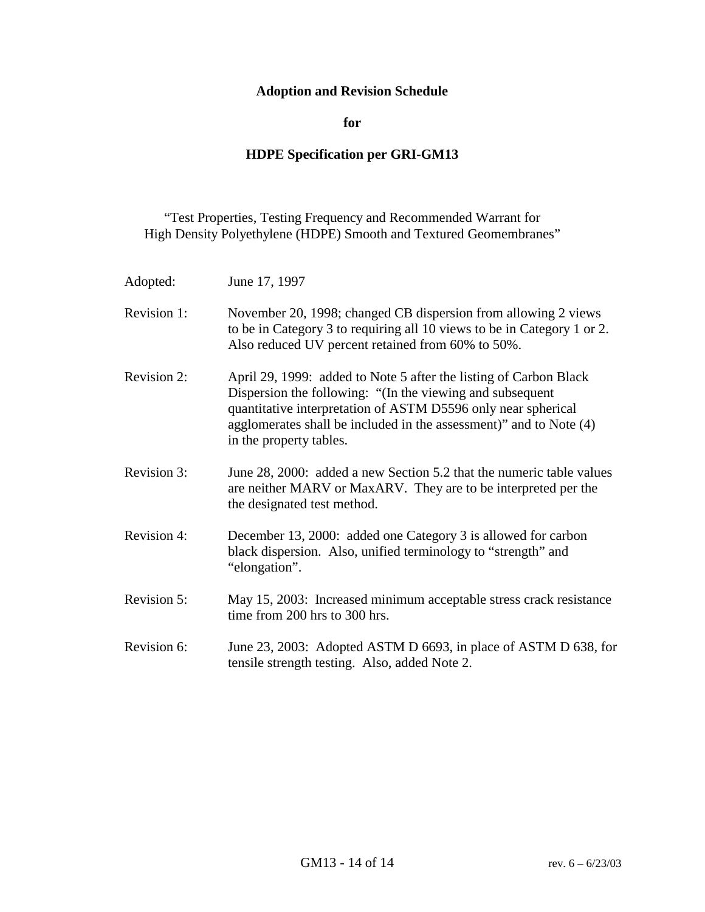**Adoption and Revision Schedule**

**for**

**HDPE Specification per GRI-GM13**

"Test Properties, Testing Frequency and Recommended Warrant for High Density Polyethylene (HDPE) Smooth and Textured Geomembranes"

| | |
|---|---|
| Adopted: | June 17, 1997 |
| Revision 1: | November 20, 1998; changed CB dispersion from allowing 2 views to be in Category 3 to requiring all 10 views to be in Category 1 or 2. Also reduced UV percent retained from 60% to 50%. |
| Revision 2: | April 29, 1999: added to Note 5 after the listing of Carbon Black Dispersion the following: "(In the viewing and subsequent quantitative interpretation of ASTM D5596 only near spherical agglomerates shall be included in the assessment)" and to Note (4) in the property tables. |
| Revision 3: | June 28, 2000: added a new Section 5.2 that the numeric table values are neither MARV or MaxARV. They are to be interpreted per the the designated test method. |
| Revision 4: | December 13, 2000: added one Category 3 is allowed for carbon black dispersion. Also, unified terminology to "strength" and "elongation". |
| Revision 5: | May 15, 2003: Increased minimum acceptable stress crack resistance time from 200 hrs to 300 hrs. |
| Revision 6: | June 23, 2003: Adopted ASTM D 6693, in place of ASTM D 638, for tensile strength testing. Also, added Note 2. |